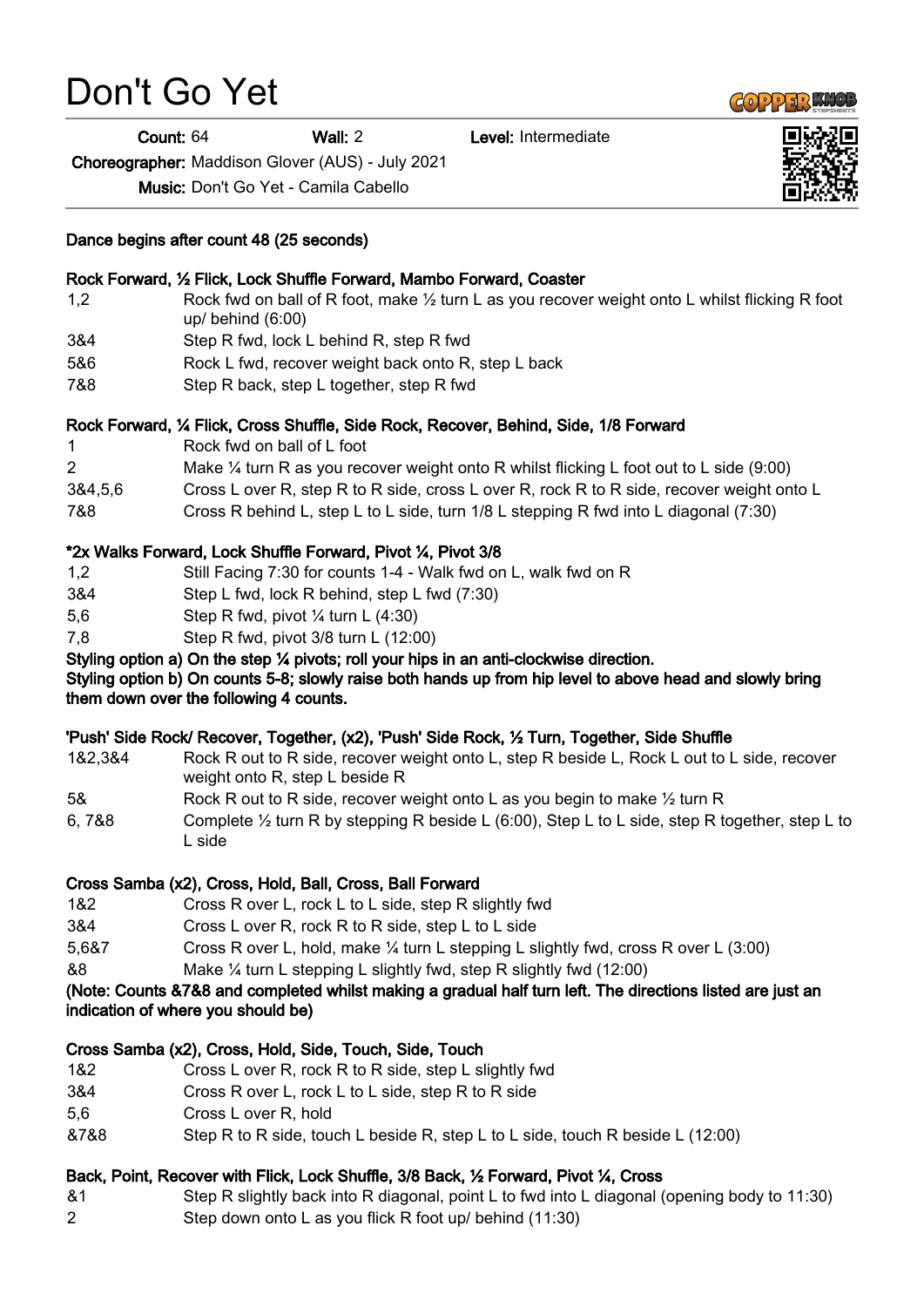# Don't Go Yet

**Count:** 64 **Wall:** 2 **Level:** Intermediate

**Choreographer:** Maddison Glover (AUS) - July 2021

**Music:** Don't Go Yet - Camila Cabello

**Dance begins after count 48 (25 seconds)**

**Rock Forward, ½ Flick, Lock Shuffle Forward, Mambo Forward, Coaster**

| | |
|---|---|
| 1,2 | Rock fwd on ball of R foot, make ½ turn L as you recover weight onto L whilst flicking R foot up/ behind (6:00) |
| 3&4 | Step R fwd, lock L behind R, step R fwd |
| 5&6 | Rock L fwd, recover weight back onto R, step L back |
| 7&8 | Step R back, step L together, step R fwd |

**Rock Forward, ¼ Flick, Cross Shuffle, Side Rock, Recover, Behind, Side, 1/8 Forward**

| | |
|---|---|
| 1 | Rock fwd on ball of L foot |
| 2 | Make ¼ turn R as you recover weight onto R whilst flicking L foot out to L side (9:00) |
| 3&4,5,6 | Cross L over R, step R to R side, cross L over R, rock R to R side, recover weight onto L |
| 7&8 | Cross R behind L, step L to L side, turn 1/8 L stepping R fwd into L diagonal (7:30) |

**\*2x Walks Forward, Lock Shuffle Forward, Pivot ¼, Pivot 3/8**

| | |
|---|---|
| 1,2 | Still Facing 7:30 for counts 1-4 - Walk fwd on L, walk fwd on R |
| 3&4 | Step L fwd, lock R behind, step L fwd (7:30) |
| 5,6 | Step R fwd, pivot ¼ turn L (4:30) |
| 7,8 | Step R fwd, pivot 3/8 turn L (12:00) |

**Styling option a) On the step ¼ pivots; roll your hips in an anti-clockwise direction.**
**Styling option b) On counts 5-8; slowly raise both hands up from hip level to above head and slowly bring them down over the following 4 counts.**

**'Push' Side Rock/ Recover, Together, (x2), 'Push' Side Rock, ½ Turn, Together, Side Shuffle**

| | |
|---|---|
| 1&2,3&4 | Rock R out to R side, recover weight onto L, step R beside L, Rock L out to L side, recover weight onto R, step L beside R |
| 5& | Rock R out to R side, recover weight onto L as you begin to make ½ turn R |
| 6, 7&8 | Complete ½ turn R by stepping R beside L (6:00), Step L to L side, step R together, step L to L side |

**Cross Samba (x2), Cross, Hold, Ball, Cross, Ball Forward**

| | |
|---|---|
| 1&2 | Cross R over L, rock L to L side, step R slightly fwd |
| 3&4 | Cross L over R, rock R to R side, step L to L side |
| 5,6&7 | Cross R over L, hold, make ¼ turn L stepping L slightly fwd, cross R over L (3:00) |
| &8 | Make ¼ turn L stepping L slightly fwd, step R slightly fwd (12:00) |

**(Note: Counts &7&8 and completed whilst making a gradual half turn left. The directions listed are just an indication of where you should be)**

**Cross Samba (x2), Cross, Hold, Side, Touch, Side, Touch**

| | |
|---|---|
| 1&2 | Cross L over R, rock R to R side, step L slightly fwd |
| 3&4 | Cross R over L, rock L to L side, step R to R side |
| 5,6 | Cross L over R, hold |
| &7&8 | Step R to R side, touch L beside R, step L to L side, touch R beside L (12:00) |

**Back, Point, Recover with Flick, Lock Shuffle, 3/8 Back, ½ Forward, Pivot ¼, Cross**

| | |
|---|---|
| &1 | Step R slightly back into R diagonal, point L to fwd into L diagonal (opening body to 11:30) |
| 2 | Step down onto L as you flick R foot up/ behind (11:30) |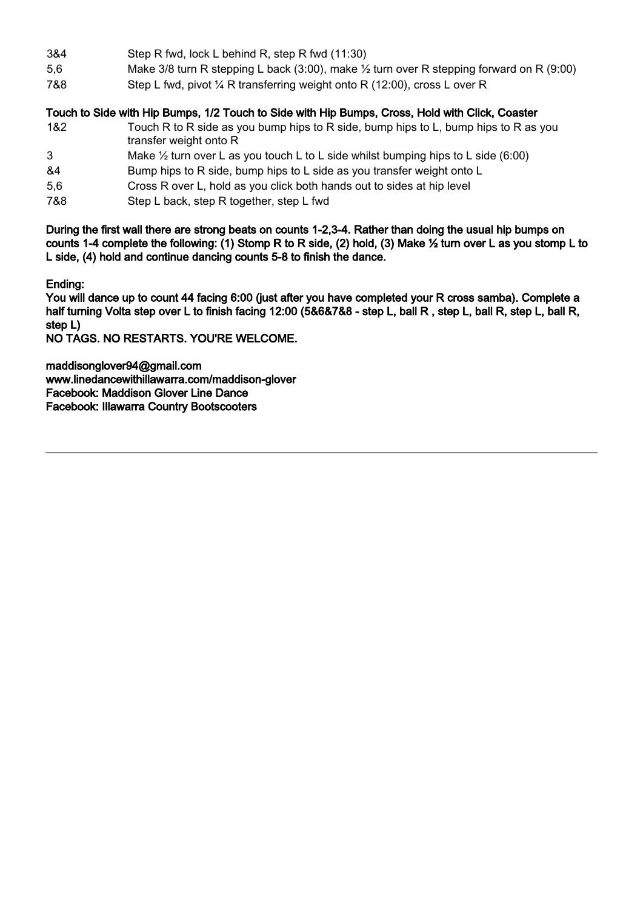| | |
|---|---|
| 3&4 | Step R fwd, lock L behind R, step R fwd (11:30) |
| 5,6 | Make 3/8 turn R stepping L back (3:00), make ½ turn over R stepping forward on R (9:00) |
| 7&8 | Step L fwd, pivot ¼ R transferring weight onto R (12:00), cross L over R |

**Touch to Side with Hip Bumps, 1/2 Touch to Side with Hip Bumps, Cross, Hold with Click, Coaster**

| | |
|---|---|
| 1&2 | Touch R to R side as you bump hips to R side, bump hips to L, bump hips to R as you transfer weight onto R |
| 3 | Make ½ turn over L as you touch L to L side whilst bumping hips to L side (6:00) |
| &4 | Bump hips to R side, bump hips to L side as you transfer weight onto L |
| 5,6 | Cross R over L, hold as you click both hands out to sides at hip level |
| 7&8 | Step L back, step R together, step L fwd |

**During the first wall there are strong beats on counts 1-2,3-4. Rather than doing the usual hip bumps on counts 1-4 complete the following: (1) Stomp R to R side, (2) hold, (3) Make ½ turn over L as you stomp L to L side, (4) hold and continue dancing counts 5-8 to finish the dance.**

**Ending:**
**You will dance up to count 44 facing 6:00 (just after you have completed your R cross samba). Complete a half turning Volta step over L to finish facing 12:00 (5&6&7&8 - step L, ball R , step L, ball R, step L, ball R, step L)**
**NO TAGS. NO RESTARTS. YOU'RE WELCOME.**

**maddisonglover94@gmail.com**
**www.linedancewithillawarra.com/maddison-glover**
**Facebook: Maddison Glover Line Dance**
**Facebook: Illawarra Country Bootscooters**